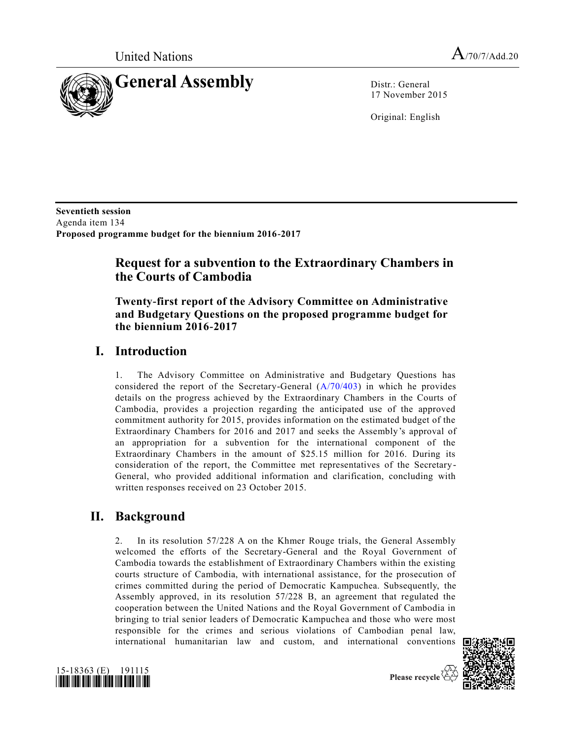United Nations A/70/7/Add.20

# General Assembly

Distr.: General
17 November 2015

Original: English

**Seventieth session**
Agenda item 134
**Proposed programme budget for the biennium 2016-2017**

## Request for a subvention to the Extraordinary Chambers in the Courts of Cambodia

### Twenty-first report of the Advisory Committee on Administrative and Budgetary Questions on the proposed programme budget for the biennium 2016-2017

## I. Introduction

1. The Advisory Committee on Administrative and Budgetary Questions has considered the report of the Secretary-General (A/70/403) in which he provides details on the progress achieved by the Extraordinary Chambers in the Courts of Cambodia, provides a projection regarding the anticipated use of the approved commitment authority for 2015, provides information on the estimated budget of the Extraordinary Chambers for 2016 and 2017 and seeks the Assembly's approval of an appropriation for a subvention for the international component of the Extraordinary Chambers in the amount of $25.15 million for 2016. During its consideration of the report, the Committee met representatives of the Secretary-General, who provided additional information and clarification, concluding with written responses received on 23 October 2015.

## II. Background

2. In its resolution 57/228 A on the Khmer Rouge trials, the General Assembly welcomed the efforts of the Secretary-General and the Royal Government of Cambodia towards the establishment of Extraordinary Chambers within the existing courts structure of Cambodia, with international assistance, for the prosecution of crimes committed during the period of Democratic Kampuchea. Subsequently, the Assembly approved, in its resolution 57/228 B, an agreement that regulated the cooperation between the United Nations and the Royal Government of Cambodia in bringing to trial senior leaders of Democratic Kampuchea and those who were most responsible for the crimes and serious violations of Cambodian penal law, international humanitarian law and custom, and international conventions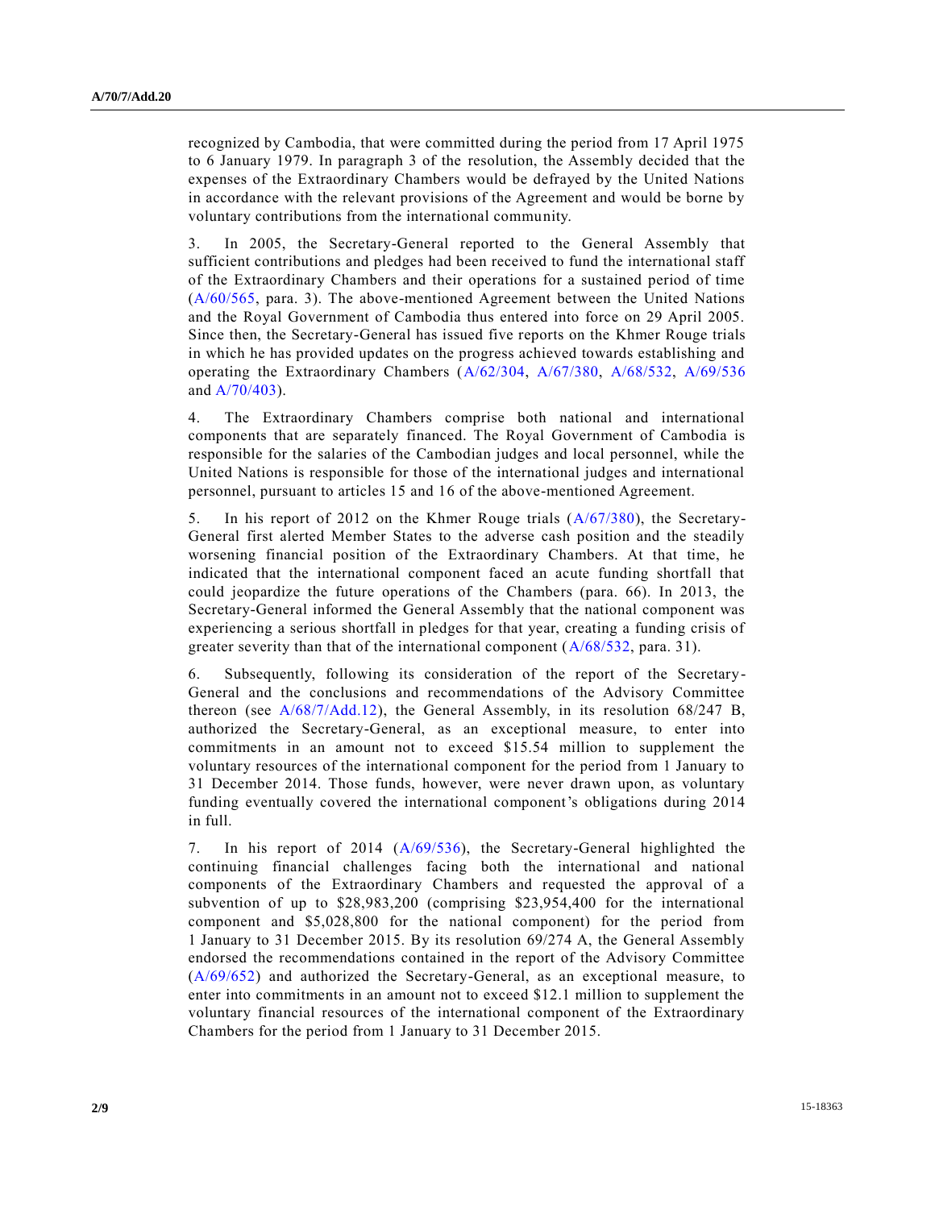recognized by Cambodia, that were committed during the period from 17 April 1975 to 6 January 1979. In paragraph 3 of the resolution, the Assembly decided that the expenses of the Extraordinary Chambers would be defrayed by the United Nations in accordance with the relevant provisions of the Agreement and would be borne by voluntary contributions from the international community.

3. In 2005, the Secretary-General reported to the General Assembly that sufficient contributions and pledges had been received to fund the international staff of the Extraordinary Chambers and their operations for a sustained period of time (A/60/565, para. 3). The above-mentioned Agreement between the United Nations and the Royal Government of Cambodia thus entered into force on 29 April 2005. Since then, the Secretary-General has issued five reports on the Khmer Rouge trials in which he has provided updates on the progress achieved towards establishing and operating the Extraordinary Chambers (A/62/304, A/67/380, A/68/532, A/69/536 and A/70/403).

4. The Extraordinary Chambers comprise both national and international components that are separately financed. The Royal Government of Cambodia is responsible for the salaries of the Cambodian judges and local personnel, while the United Nations is responsible for those of the international judges and international personnel, pursuant to articles 15 and 16 of the above-mentioned Agreement.

5. In his report of 2012 on the Khmer Rouge trials (A/67/380), the Secretary-General first alerted Member States to the adverse cash position and the steadily worsening financial position of the Extraordinary Chambers. At that time, he indicated that the international component faced an acute funding shortfall that could jeopardize the future operations of the Chambers (para. 66). In 2013, the Secretary-General informed the General Assembly that the national component was experiencing a serious shortfall in pledges for that year, creating a funding crisis of greater severity than that of the international component (A/68/532, para. 31).

6. Subsequently, following its consideration of the report of the Secretary-General and the conclusions and recommendations of the Advisory Committee thereon (see A/68/7/Add.12), the General Assembly, in its resolution 68/247 B, authorized the Secretary-General, as an exceptional measure, to enter into commitments in an amount not to exceed $15.54 million to supplement the voluntary resources of the international component for the period from 1 January to 31 December 2014. Those funds, however, were never drawn upon, as voluntary funding eventually covered the international component's obligations during 2014 in full.

7. In his report of 2014 (A/69/536), the Secretary-General highlighted the continuing financial challenges facing both the international and national components of the Extraordinary Chambers and requested the approval of a subvention of up to $28,983,200 (comprising $23,954,400 for the international component and $5,028,800 for the national component) for the period from 1 January to 31 December 2015. By its resolution 69/274 A, the General Assembly endorsed the recommendations contained in the report of the Advisory Committee (A/69/652) and authorized the Secretary-General, as an exceptional measure, to enter into commitments in an amount not to exceed $12.1 million to supplement the voluntary financial resources of the international component of the Extraordinary Chambers for the period from 1 January to 31 December 2015.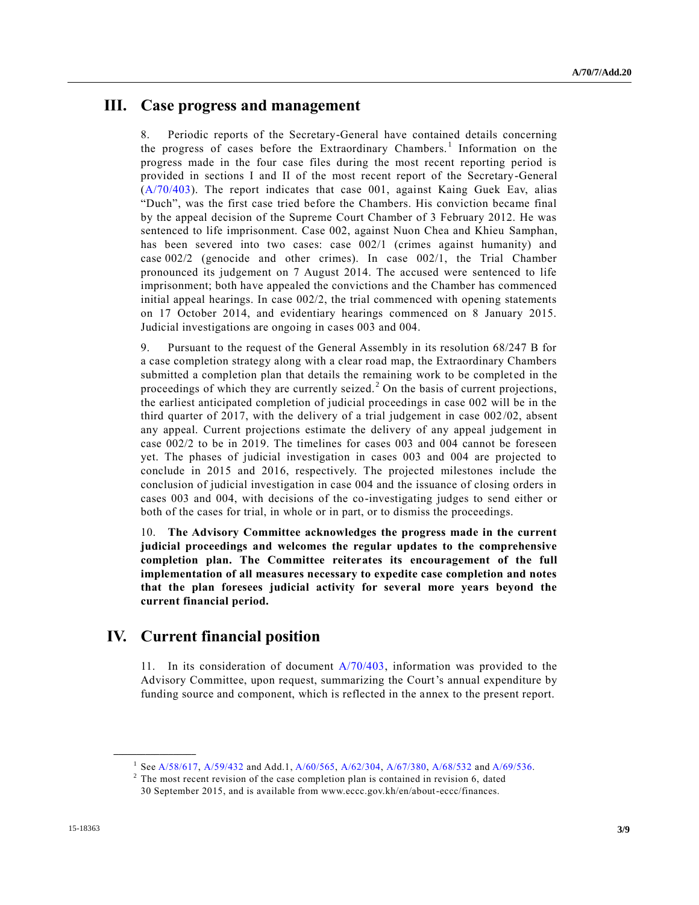## III. Case progress and management

8. Periodic reports of the Secretary-General have contained details concerning the progress of cases before the Extraordinary Chambers.[1] Information on the progress made in the four case files during the most recent reporting period is provided in sections I and II of the most recent report of the Secretary-General (A/70/403). The report indicates that case 001, against Kaing Guek Eav, alias "Duch", was the first case tried before the Chambers. His conviction became final by the appeal decision of the Supreme Court Chamber of 3 February 2012. He was sentenced to life imprisonment. Case 002, against Nuon Chea and Khieu Samphan, has been severed into two cases: case 002/1 (crimes against humanity) and case 002/2 (genocide and other crimes). In case 002/1, the Trial Chamber pronounced its judgement on 7 August 2014. The accused were sentenced to life imprisonment; both have appealed the convictions and the Chamber has commenced initial appeal hearings. In case 002/2, the trial commenced with opening statements on 17 October 2014, and evidentiary hearings commenced on 8 January 2015. Judicial investigations are ongoing in cases 003 and 004.

9. Pursuant to the request of the General Assembly in its resolution 68/247 B for a case completion strategy along with a clear road map, the Extraordinary Chambers submitted a completion plan that details the remaining work to be completed in the proceedings of which they are currently seized.[2] On the basis of current projections, the earliest anticipated completion of judicial proceedings in case 002 will be in the third quarter of 2017, with the delivery of a trial judgement in case 002/02, absent any appeal. Current projections estimate the delivery of any appeal judgement in case 002/2 to be in 2019. The timelines for cases 003 and 004 cannot be foreseen yet. The phases of judicial investigation in cases 003 and 004 are projected to conclude in 2015 and 2016, respectively. The projected milestones include the conclusion of judicial investigation in case 004 and the issuance of closing orders in cases 003 and 004, with decisions of the co-investigating judges to send either or both of the cases for trial, in whole or in part, or to dismiss the proceedings.

10. **The Advisory Committee acknowledges the progress made in the current judicial proceedings and welcomes the regular updates to the comprehensive completion plan. The Committee reiterates its encouragement of the full implementation of all measures necessary to expedite case completion and notes that the plan foresees judicial activity for several more years beyond the current financial period.**

## IV. Current financial position

11. In its consideration of document A/70/403, information was provided to the Advisory Committee, upon request, summarizing the Court's annual expenditure by funding source and component, which is reflected in the annex to the present report.

---

[1] See A/58/617, A/59/432 and Add.1, A/60/565, A/62/304, A/67/380, A/68/532 and A/69/536.

[2] The most recent revision of the case completion plan is contained in revision 6, dated 30 September 2015, and is available from www.eccc.gov.kh/en/about-eccc/finances.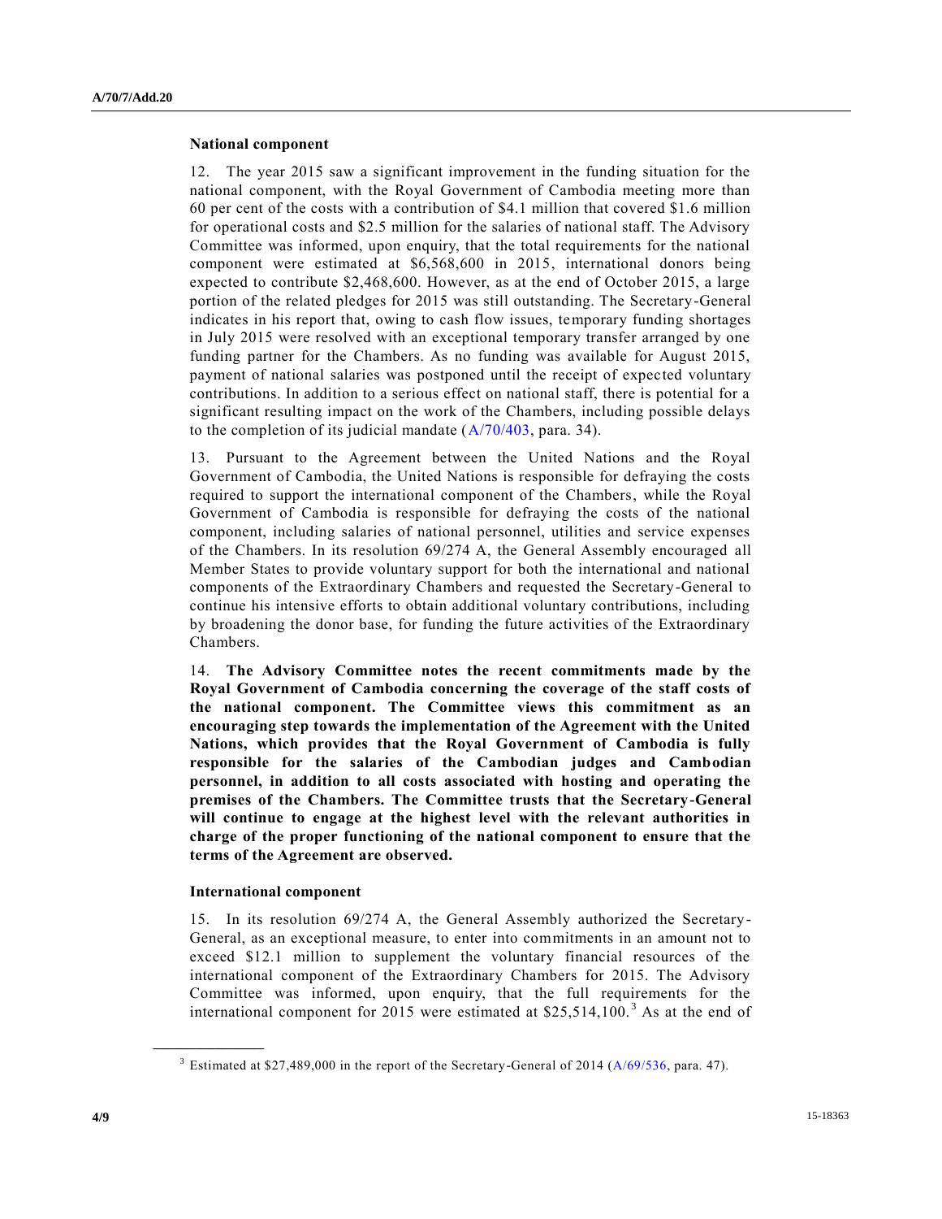**National component**

12. The year 2015 saw a significant improvement in the funding situation for the national component, with the Royal Government of Cambodia meeting more than 60 per cent of the costs with a contribution of $4.1 million that covered $1.6 million for operational costs and $2.5 million for the salaries of national staff. The Advisory Committee was informed, upon enquiry, that the total requirements for the national component were estimated at $6,568,600 in 2015, international donors being expected to contribute $2,468,600. However, as at the end of October 2015, a large portion of the related pledges for 2015 was still outstanding. The Secretary-General indicates in his report that, owing to cash flow issues, temporary funding shortages in July 2015 were resolved with an exceptional temporary transfer arranged by one funding partner for the Chambers. As no funding was available for August 2015, payment of national salaries was postponed until the receipt of expected voluntary contributions. In addition to a serious effect on national staff, there is potential for a significant resulting impact on the work of the Chambers, including possible delays to the completion of its judicial mandate (A/70/403, para. 34).

13. Pursuant to the Agreement between the United Nations and the Royal Government of Cambodia, the United Nations is responsible for defraying the costs required to support the international component of the Chambers, while the Royal Government of Cambodia is responsible for defraying the costs of the national component, including salaries of national personnel, utilities and service expenses of the Chambers. In its resolution 69/274 A, the General Assembly encouraged all Member States to provide voluntary support for both the international and national components of the Extraordinary Chambers and requested the Secretary-General to continue his intensive efforts to obtain additional voluntary contributions, including by broadening the donor base, for funding the future activities of the Extraordinary Chambers.

14. **The Advisory Committee notes the recent commitments made by the Royal Government of Cambodia concerning the coverage of the staff costs of the national component. The Committee views this commitment as an encouraging step towards the implementation of the Agreement with the United Nations, which provides that the Royal Government of Cambodia is fully responsible for the salaries of the Cambodian judges and Cambodian personnel, in addition to all costs associated with hosting and operating the premises of the Chambers. The Committee trusts that the Secretary-General will continue to engage at the highest level with the relevant authorities in charge of the proper functioning of the national component to ensure that the terms of the Agreement are observed.**

**International component**

15. In its resolution 69/274 A, the General Assembly authorized the Secretary-General, as an exceptional measure, to enter into commitments in an amount not to exceed $12.1 million to supplement the voluntary financial resources of the international component of the Extraordinary Chambers for 2015. The Advisory Committee was informed, upon enquiry, that the full requirements for the international component for 2015 were estimated at $25,514,100.[3] As at the end of

---

[3] Estimated at $27,489,000 in the report of the Secretary-General of 2014 (A/69/536, para. 47).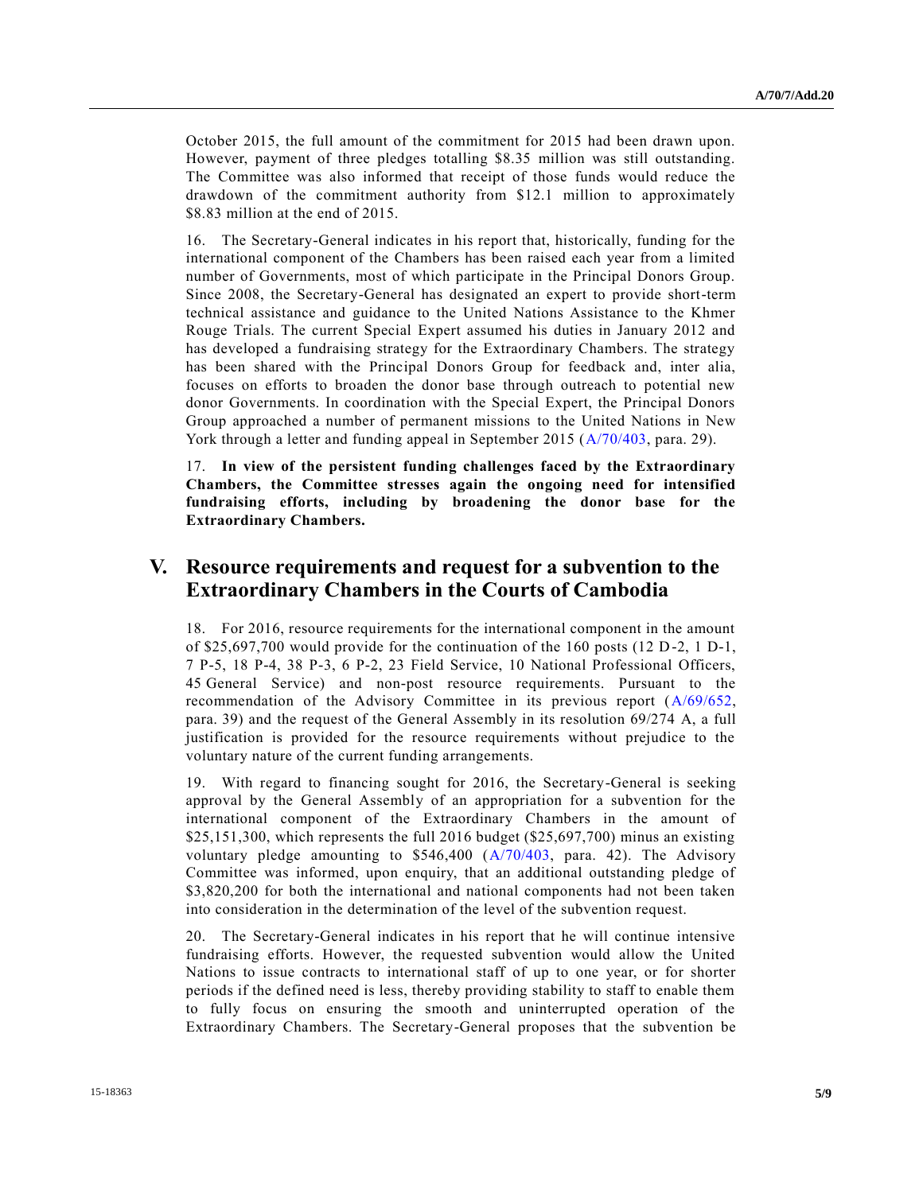October 2015, the full amount of the commitment for 2015 had been drawn upon. However, payment of three pledges totalling $8.35 million was still outstanding. The Committee was also informed that receipt of those funds would reduce the drawdown of the commitment authority from $12.1 million to approximately $8.83 million at the end of 2015.

16. The Secretary-General indicates in his report that, historically, funding for the international component of the Chambers has been raised each year from a limited number of Governments, most of which participate in the Principal Donors Group. Since 2008, the Secretary-General has designated an expert to provide short-term technical assistance and guidance to the United Nations Assistance to the Khmer Rouge Trials. The current Special Expert assumed his duties in January 2012 and has developed a fundraising strategy for the Extraordinary Chambers. The strategy has been shared with the Principal Donors Group for feedback and, inter alia, focuses on efforts to broaden the donor base through outreach to potential new donor Governments. In coordination with the Special Expert, the Principal Donors Group approached a number of permanent missions to the United Nations in New York through a letter and funding appeal in September 2015 (A/70/403, para. 29).

17. **In view of the persistent funding challenges faced by the Extraordinary Chambers, the Committee stresses again the ongoing need for intensified fundraising efforts, including by broadening the donor base for the Extraordinary Chambers.**

## V. Resource requirements and request for a subvention to the Extraordinary Chambers in the Courts of Cambodia

18. For 2016, resource requirements for the international component in the amount of $25,697,700 would provide for the continuation of the 160 posts (12 D-2, 1 D-1, 7 P-5, 18 P-4, 38 P-3, 6 P-2, 23 Field Service, 10 National Professional Officers, 45 General Service) and non-post resource requirements. Pursuant to the recommendation of the Advisory Committee in its previous report (A/69/652, para. 39) and the request of the General Assembly in its resolution 69/274 A, a full justification is provided for the resource requirements without prejudice to the voluntary nature of the current funding arrangements.

19. With regard to financing sought for 2016, the Secretary-General is seeking approval by the General Assembly of an appropriation for a subvention for the international component of the Extraordinary Chambers in the amount of $25,151,300, which represents the full 2016 budget ($25,697,700) minus an existing voluntary pledge amounting to $546,400 (A/70/403, para. 42). The Advisory Committee was informed, upon enquiry, that an additional outstanding pledge of $3,820,200 for both the international and national components had not been taken into consideration in the determination of the level of the subvention request.

20. The Secretary-General indicates in his report that he will continue intensive fundraising efforts. However, the requested subvention would allow the United Nations to issue contracts to international staff of up to one year, or for shorter periods if the defined need is less, thereby providing stability to staff to enable them to fully focus on ensuring the smooth and uninterrupted operation of the Extraordinary Chambers. The Secretary-General proposes that the subvention be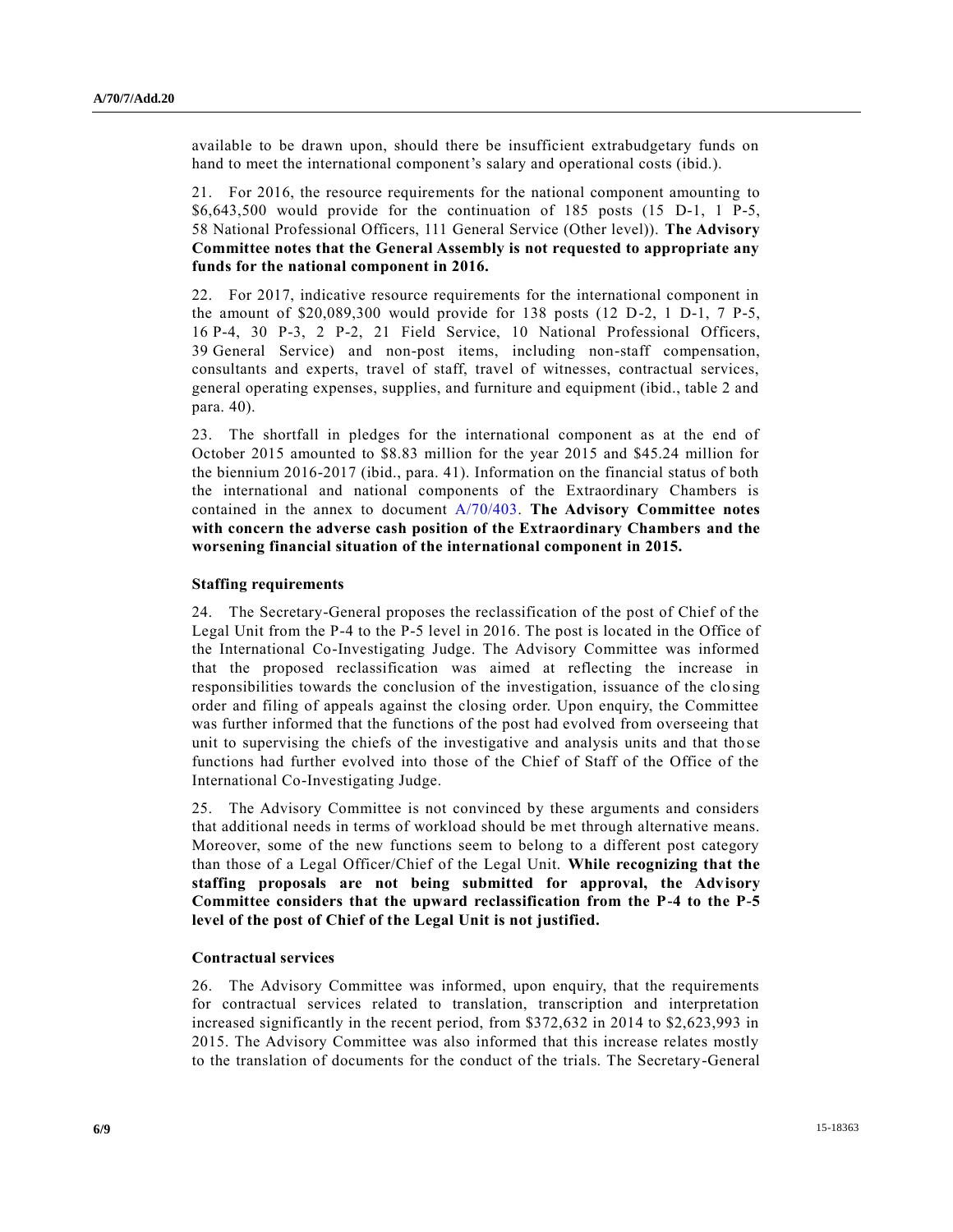available to be drawn upon, should there be insufficient extrabudgetary funds on hand to meet the international component's salary and operational costs (ibid.).

21. For 2016, the resource requirements for the national component amounting to $6,643,500 would provide for the continuation of 185 posts (15 D-1, 1 P-5, 58 National Professional Officers, 111 General Service (Other level)). **The Advisory Committee notes that the General Assembly is not requested to appropriate any funds for the national component in 2016.**

22. For 2017, indicative resource requirements for the international component in the amount of $20,089,300 would provide for 138 posts (12 D-2, 1 D-1, 7 P-5, 16 P-4, 30 P-3, 2 P-2, 21 Field Service, 10 National Professional Officers, 39 General Service) and non-post items, including non-staff compensation, consultants and experts, travel of staff, travel of witnesses, contractual services, general operating expenses, supplies, and furniture and equipment (ibid., table 2 and para. 40).

23. The shortfall in pledges for the international component as at the end of October 2015 amounted to $8.83 million for the year 2015 and $45.24 million for the biennium 2016-2017 (ibid., para. 41). Information on the financial status of both the international and national components of the Extraordinary Chambers is contained in the annex to document A/70/403. **The Advisory Committee notes with concern the adverse cash position of the Extraordinary Chambers and the worsening financial situation of the international component in 2015.**

### Staffing requirements

24. The Secretary-General proposes the reclassification of the post of Chief of the Legal Unit from the P-4 to the P-5 level in 2016. The post is located in the Office of the International Co-Investigating Judge. The Advisory Committee was informed that the proposed reclassification was aimed at reflecting the increase in responsibilities towards the conclusion of the investigation, issuance of the closing order and filing of appeals against the closing order. Upon enquiry, the Committee was further informed that the functions of the post had evolved from overseeing that unit to supervising the chiefs of the investigative and analysis units and that those functions had further evolved into those of the Chief of Staff of the Office of the International Co-Investigating Judge.

25. The Advisory Committee is not convinced by these arguments and considers that additional needs in terms of workload should be met through alternative means. Moreover, some of the new functions seem to belong to a different post category than those of a Legal Officer/Chief of the Legal Unit. **While recognizing that the staffing proposals are not being submitted for approval, the Advisory Committee considers that the upward reclassification from the P-4 to the P-5 level of the post of Chief of the Legal Unit is not justified.**

### Contractual services

26. The Advisory Committee was informed, upon enquiry, that the requirements for contractual services related to translation, transcription and interpretation increased significantly in the recent period, from $372,632 in 2014 to $2,623,993 in 2015. The Advisory Committee was also informed that this increase relates mostly to the translation of documents for the conduct of the trials. The Secretary-General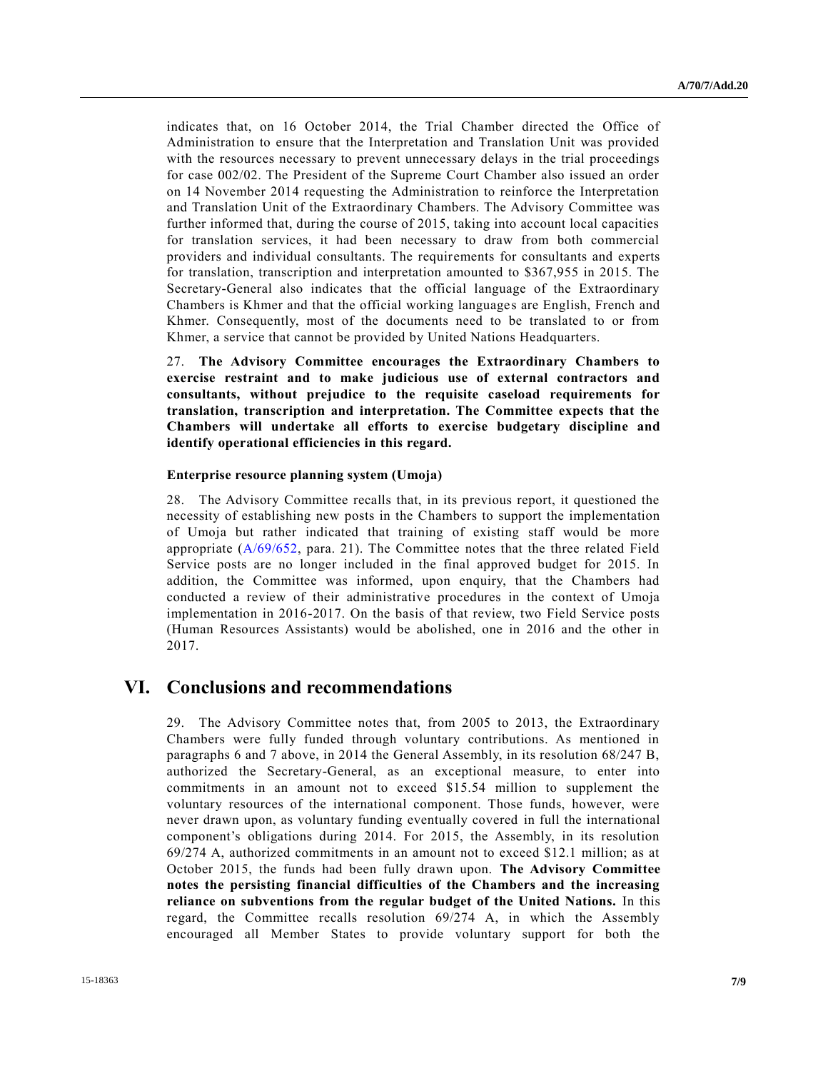indicates that, on 16 October 2014, the Trial Chamber directed the Office of Administration to ensure that the Interpretation and Translation Unit was provided with the resources necessary to prevent unnecessary delays in the trial proceedings for case 002/02. The President of the Supreme Court Chamber also issued an order on 14 November 2014 requesting the Administration to reinforce the Interpretation and Translation Unit of the Extraordinary Chambers. The Advisory Committee was further informed that, during the course of 2015, taking into account local capacities for translation services, it had been necessary to draw from both commercial providers and individual consultants. The requirements for consultants and experts for translation, transcription and interpretation amounted to $367,955 in 2015. The Secretary-General also indicates that the official language of the Extraordinary Chambers is Khmer and that the official working languages are English, French and Khmer. Consequently, most of the documents need to be translated to or from Khmer, a service that cannot be provided by United Nations Headquarters.

27. **The Advisory Committee encourages the Extraordinary Chambers to exercise restraint and to make judicious use of external contractors and consultants, without prejudice to the requisite caseload requirements for translation, transcription and interpretation. The Committee expects that the Chambers will undertake all efforts to exercise budgetary discipline and identify operational efficiencies in this regard.**

### Enterprise resource planning system (Umoja)

28. The Advisory Committee recalls that, in its previous report, it questioned the necessity of establishing new posts in the Chambers to support the implementation of Umoja but rather indicated that training of existing staff would be more appropriate (A/69/652, para. 21). The Committee notes that the three related Field Service posts are no longer included in the final approved budget for 2015. In addition, the Committee was informed, upon enquiry, that the Chambers had conducted a review of their administrative procedures in the context of Umoja implementation in 2016-2017. On the basis of that review, two Field Service posts (Human Resources Assistants) would be abolished, one in 2016 and the other in 2017.

## VI. Conclusions and recommendations

29. The Advisory Committee notes that, from 2005 to 2013, the Extraordinary Chambers were fully funded through voluntary contributions. As mentioned in paragraphs 6 and 7 above, in 2014 the General Assembly, in its resolution 68/247 B, authorized the Secretary-General, as an exceptional measure, to enter into commitments in an amount not to exceed $15.54 million to supplement the voluntary resources of the international component. Those funds, however, were never drawn upon, as voluntary funding eventually covered in full the international component's obligations during 2014. For 2015, the Assembly, in its resolution 69/274 A, authorized commitments in an amount not to exceed $12.1 million; as at October 2015, the funds had been fully drawn upon. **The Advisory Committee notes the persisting financial difficulties of the Chambers and the increasing reliance on subventions from the regular budget of the United Nations.** In this regard, the Committee recalls resolution 69/274 A, in which the Assembly encouraged all Member States to provide voluntary support for both the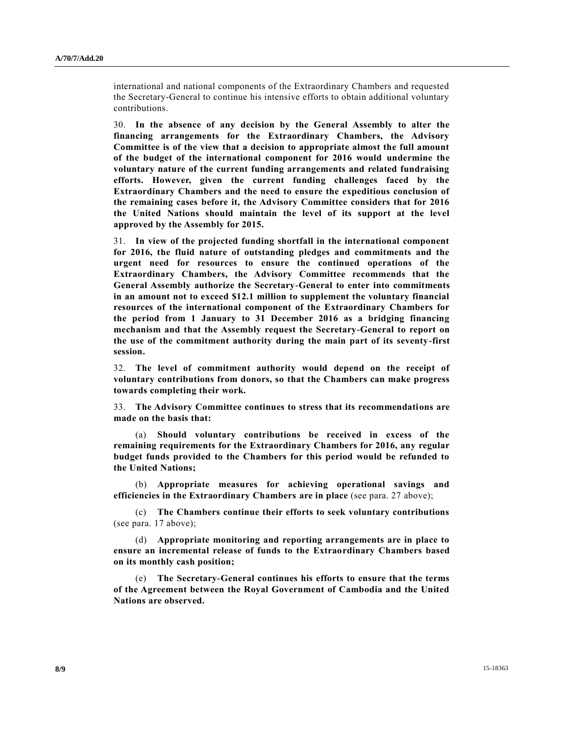international and national components of the Extraordinary Chambers and requested the Secretary-General to continue his intensive efforts to obtain additional voluntary contributions.

30. **In the absence of any decision by the General Assembly to alter the financing arrangements for the Extraordinary Chambers, the Advisory Committee is of the view that a decision to appropriate almost the full amount of the budget of the international component for 2016 would undermine the voluntary nature of the current funding arrangements and related fundraising efforts. However, given the current funding challenges faced by the Extraordinary Chambers and the need to ensure the expeditious conclusion of the remaining cases before it, the Advisory Committee considers that for 2016 the United Nations should maintain the level of its support at the level approved by the Assembly for 2015.**

31. **In view of the projected funding shortfall in the international component for 2016, the fluid nature of outstanding pledges and commitments and the urgent need for resources to ensure the continued operations of the Extraordinary Chambers, the Advisory Committee recommends that the General Assembly authorize the Secretary-General to enter into commitments in an amount not to exceed $12.1 million to supplement the voluntary financial resources of the international component of the Extraordinary Chambers for the period from 1 January to 31 December 2016 as a bridging financing mechanism and that the Assembly request the Secretary-General to report on the use of the commitment authority during the main part of its seventy-first session.**

32. **The level of commitment authority would depend on the receipt of voluntary contributions from donors, so that the Chambers can make progress towards completing their work.**

33. **The Advisory Committee continues to stress that its recommendations are made on the basis that:**

(a) **Should voluntary contributions be received in excess of the remaining requirements for the Extraordinary Chambers for 2016, any regular budget funds provided to the Chambers for this period would be refunded to the United Nations;**

(b) **Appropriate measures for achieving operational savings and efficiencies in the Extraordinary Chambers are in place** (see para. 27 above);

(c) **The Chambers continue their efforts to seek voluntary contributions** (see para. 17 above);

(d) **Appropriate monitoring and reporting arrangements are in place to ensure an incremental release of funds to the Extraordinary Chambers based on its monthly cash position;**

(e) **The Secretary-General continues his efforts to ensure that the terms of the Agreement between the Royal Government of Cambodia and the United Nations are observed.**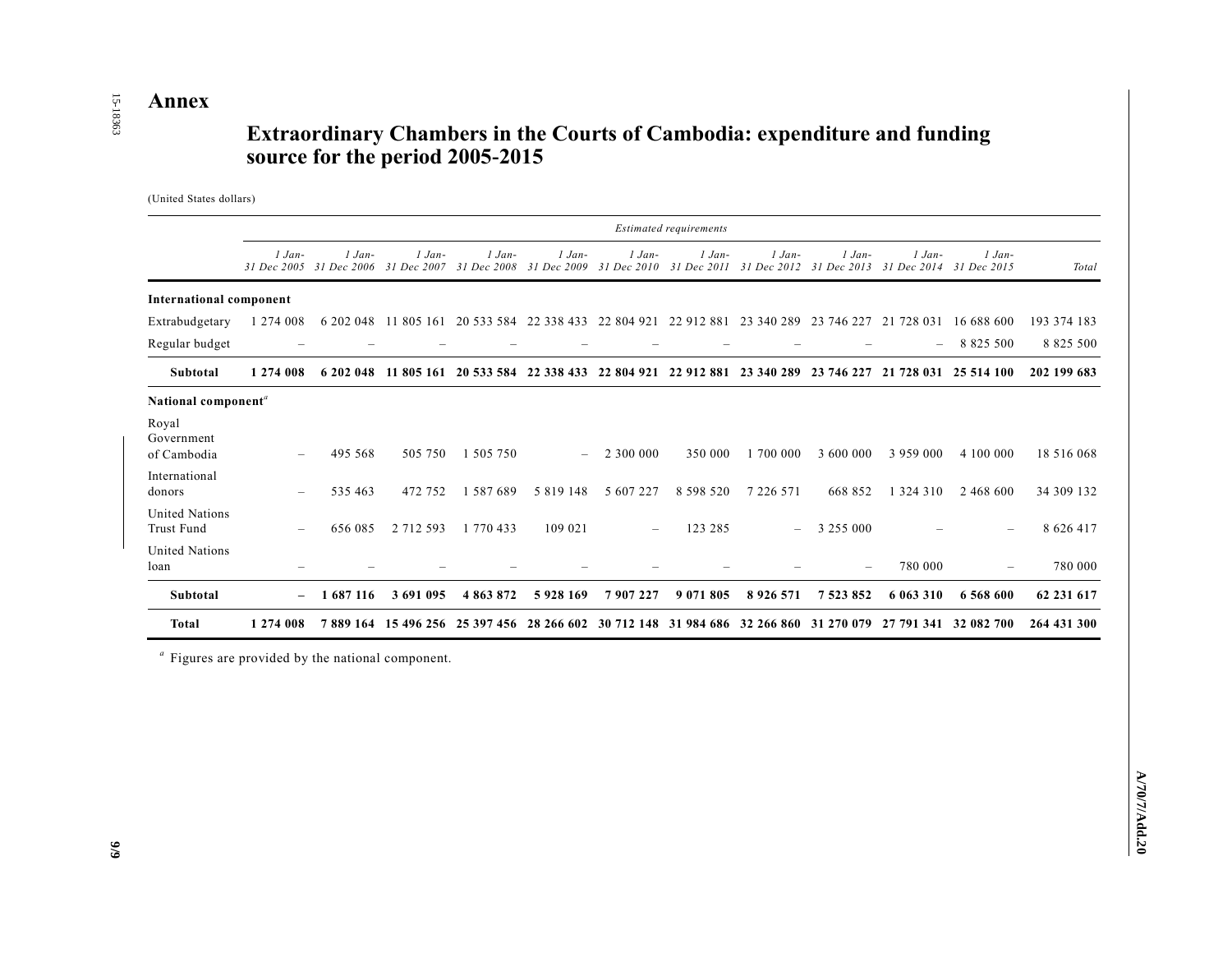# Annex

## Extraordinary Chambers in the Courts of Cambodia: expenditure and funding source for the period 2005-2015

(United States dollars)

| | Estimated requirements | | | | | | | | | | | |
|---|---|---|---|---|---|---|---|---|---|---|---|---|
| | *1 Jan-31 Dec 2005* | *1 Jan-31 Dec 2006* | *1 Jan-31 Dec 2007* | *1 Jan-31 Dec 2008* | *1 Jan-31 Dec 2009* | *1 Jan-31 Dec 2010* | *1 Jan-31 Dec 2011* | *1 Jan-31 Dec 2012* | *1 Jan-31 Dec 2013* | *1 Jan-31 Dec 2014* | *1 Jan-31 Dec 2015* | *Total* |
| **International component** | | | | | | | | | | | | |
| Extrabudgetary | 1 274 008 | 6 202 048 | 11 805 161 | 20 533 584 | 22 338 433 | 22 804 921 | 22 912 881 | 23 340 289 | 23 746 227 | 21 728 031 | 16 688 600 | 193 374 183 |
| Regular budget | – | – | – | – | – | – | – | – | – | – | 8 825 500 | 8 825 500 |
| **Subtotal** | **1 274 008** | **6 202 048** | **11 805 161** | **20 533 584** | **22 338 433** | **22 804 921** | **22 912 881** | **23 340 289** | **23 746 227** | **21 728 031** | **25 514 100** | **202 199 683** |
| **National component**[a] | | | | | | | | | | | | |
| Royal Government of Cambodia | – | 495 568 | 505 750 | 1 505 750 | – | 2 300 000 | 350 000 | 1 700 000 | 3 600 000 | 3 959 000 | 4 100 000 | 18 516 068 |
| International donors | – | 535 463 | 472 752 | 1 587 689 | 5 819 148 | 5 607 227 | 8 598 520 | 7 226 571 | 668 852 | 1 324 310 | 2 468 600 | 34 309 132 |
| United Nations Trust Fund | – | 656 085 | 2 712 593 | 1 770 433 | 109 021 | – | 123 285 | – | 3 255 000 | – | – | 8 626 417 |
| United Nations loan | – | – | – | – | – | – | – | – | – | 780 000 | – | 780 000 |
| **Subtotal** | **–** | **1 687 116** | **3 691 095** | **4 863 872** | **5 928 169** | **7 907 227** | **9 071 805** | **8 926 571** | **7 523 852** | **6 063 310** | **6 568 600** | **62 231 617** |
| **Total** | **1 274 008** | **7 889 164** | **15 496 256** | **25 397 456** | **28 266 602** | **30 712 148** | **31 984 686** | **32 266 860** | **31 270 079** | **27 791 341** | **32 082 700** | **264 431 300** |

[a] Figures are provided by the national component.